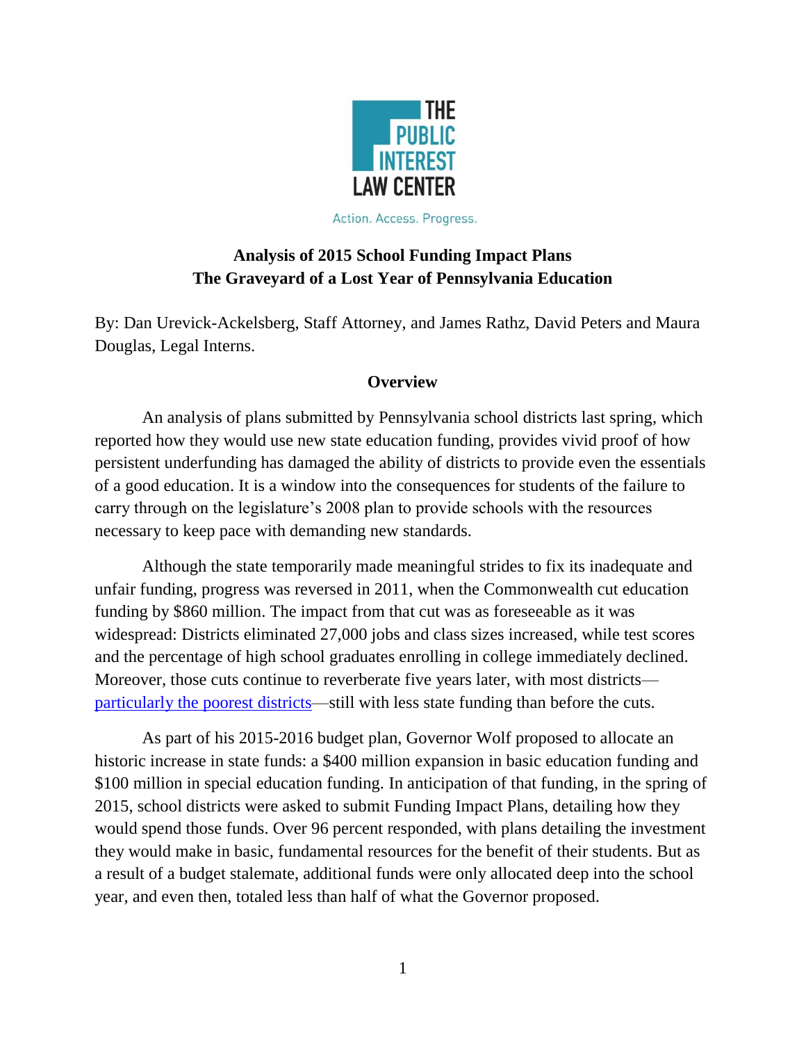THE PUBLIC INTEREST LAW CENTER

Action. Access. Progress.

# Analysis of 2015 School Funding Impact Plans
# The Graveyard of a Lost Year of Pennsylvania Education

By: Dan Urevick-Ackelsberg, Staff Attorney, and James Rathz, David Peters and Maura Douglas, Legal Interns.

## Overview

An analysis of plans submitted by Pennsylvania school districts last spring, which reported how they would use new state education funding, provides vivid proof of how persistent underfunding has damaged the ability of districts to provide even the essentials of a good education. It is a window into the consequences for students of the failure to carry through on the legislature's 2008 plan to provide schools with the resources necessary to keep pace with demanding new standards.

Although the state temporarily made meaningful strides to fix its inadequate and unfair funding, progress was reversed in 2011, when the Commonwealth cut education funding by $860 million. The impact from that cut was as foreseeable as it was widespread: Districts eliminated 27,000 jobs and class sizes increased, while test scores and the percentage of high school graduates enrolling in college immediately declined. Moreover, those cuts continue to reverberate five years later, with most districts—particularly the poorest districts—still with less state funding than before the cuts.

As part of his 2015-2016 budget plan, Governor Wolf proposed to allocate an historic increase in state funds: a $400 million expansion in basic education funding and $100 million in special education funding. In anticipation of that funding, in the spring of 2015, school districts were asked to submit Funding Impact Plans, detailing how they would spend those funds. Over 96 percent responded, with plans detailing the investment they would make in basic, fundamental resources for the benefit of their students. But as a result of a budget stalemate, additional funds were only allocated deep into the school year, and even then, totaled less than half of what the Governor proposed.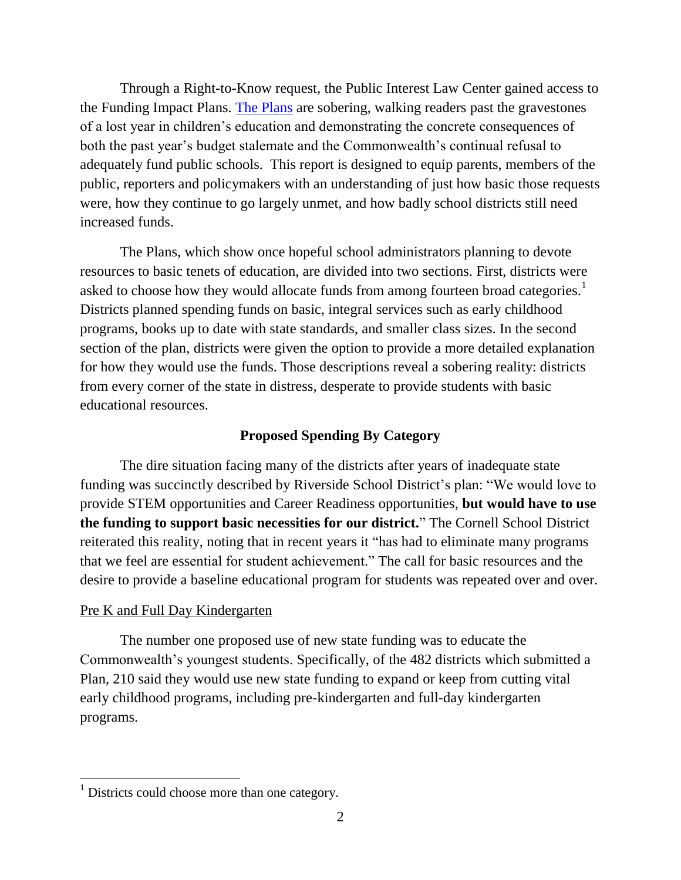Through a Right-to-Know request, the Public Interest Law Center gained access to the Funding Impact Plans. The Plans are sobering, walking readers past the gravestones of a lost year in children's education and demonstrating the concrete consequences of both the past year's budget stalemate and the Commonwealth's continual refusal to adequately fund public schools. This report is designed to equip parents, members of the public, reporters and policymakers with an understanding of just how basic those requests were, how they continue to go largely unmet, and how badly school districts still need increased funds.

The Plans, which show once hopeful school administrators planning to devote resources to basic tenets of education, are divided into two sections. First, districts were asked to choose how they would allocate funds from among fourteen broad categories.[1] Districts planned spending funds on basic, integral services such as early childhood programs, books up to date with state standards, and smaller class sizes. In the second section of the plan, districts were given the option to provide a more detailed explanation for how they would use the funds. Those descriptions reveal a sobering reality: districts from every corner of the state in distress, desperate to provide students with basic educational resources.

## Proposed Spending By Category

The dire situation facing many of the districts after years of inadequate state funding was succinctly described by Riverside School District's plan: "We would love to provide STEM opportunities and Career Readiness opportunities, **but would have to use the funding to support basic necessities for our district.**" The Cornell School District reiterated this reality, noting that in recent years it "has had to eliminate many programs that we feel are essential for student achievement." The call for basic resources and the desire to provide a baseline educational program for students was repeated over and over.

### Pre K and Full Day Kindergarten

The number one proposed use of new state funding was to educate the Commonwealth's youngest students. Specifically, of the 482 districts which submitted a Plan, 210 said they would use new state funding to expand or keep from cutting vital early childhood programs, including pre-kindergarten and full-day kindergarten programs.

---

[1] Districts could choose more than one category.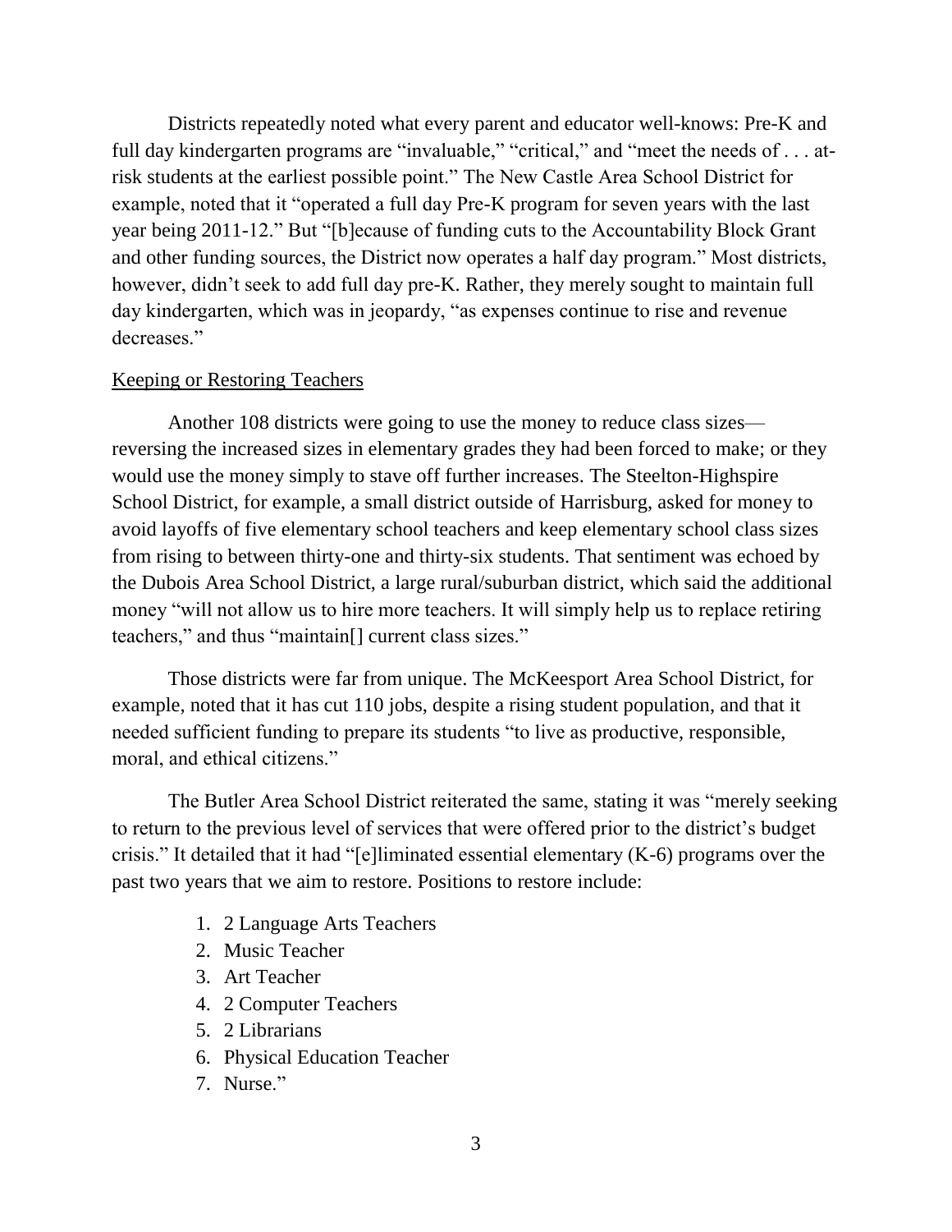Districts repeatedly noted what every parent and educator well-knows: Pre-K and full day kindergarten programs are "invaluable," "critical," and "meet the needs of . . . at-risk students at the earliest possible point." The New Castle Area School District for example, noted that it "operated a full day Pre-K program for seven years with the last year being 2011-12." But "[b]ecause of funding cuts to the Accountability Block Grant and other funding sources, the District now operates a half day program." Most districts, however, didn't seek to add full day pre-K. Rather, they merely sought to maintain full day kindergarten, which was in jeopardy, "as expenses continue to rise and revenue decreases."

Keeping or Restoring Teachers

Another 108 districts were going to use the money to reduce class sizes—reversing the increased sizes in elementary grades they had been forced to make; or they would use the money simply to stave off further increases. The Steelton-Highspire School District, for example, a small district outside of Harrisburg, asked for money to avoid layoffs of five elementary school teachers and keep elementary school class sizes from rising to between thirty-one and thirty-six students. That sentiment was echoed by the Dubois Area School District, a large rural/suburban district, which said the additional money "will not allow us to hire more teachers. It will simply help us to replace retiring teachers," and thus "maintain[] current class sizes."

Those districts were far from unique. The McKeesport Area School District, for example, noted that it has cut 110 jobs, despite a rising student population, and that it needed sufficient funding to prepare its students "to live as productive, responsible, moral, and ethical citizens."

The Butler Area School District reiterated the same, stating it was "merely seeking to return to the previous level of services that were offered prior to the district's budget crisis." It detailed that it had "[e]liminated essential elementary (K-6) programs over the past two years that we aim to restore. Positions to restore include:

1. 2 Language Arts Teachers
2. Music Teacher
3. Art Teacher
4. 2 Computer Teachers
5. 2 Librarians
6. Physical Education Teacher
7. Nurse."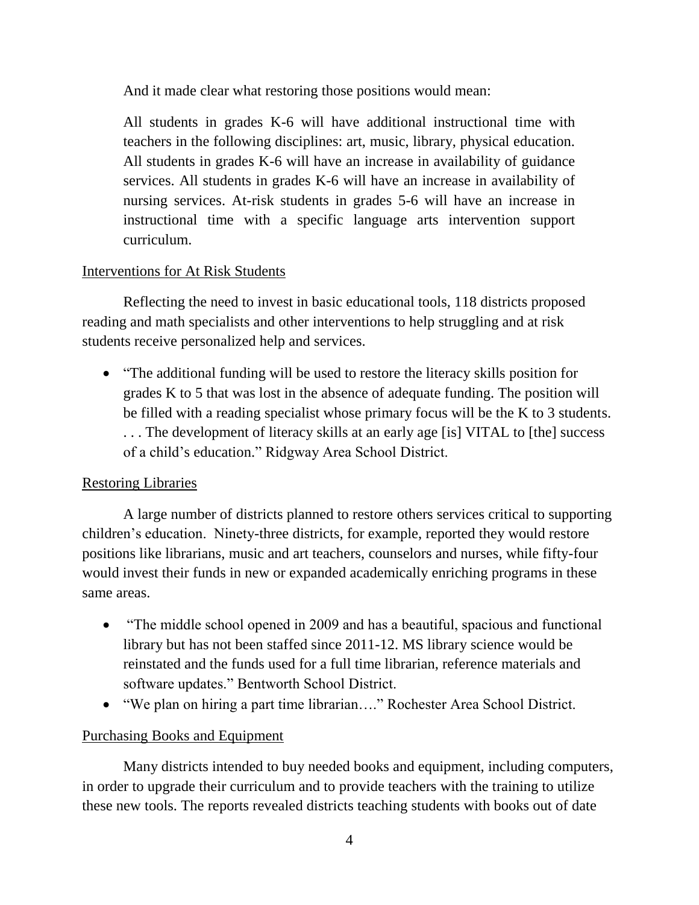And it made clear what restoring those positions would mean:

> All students in grades K-6 will have additional instructional time with teachers in the following disciplines: art, music, library, physical education. All students in grades K-6 will have an increase in availability of guidance services. All students in grades K-6 will have an increase in availability of nursing services. At-risk students in grades 5-6 will have an increase in instructional time with a specific language arts intervention support curriculum.

<u>Interventions for At Risk Students</u>

Reflecting the need to invest in basic educational tools, 118 districts proposed reading and math specialists and other interventions to help struggling and at risk students receive personalized help and services.

- "The additional funding will be used to restore the literacy skills position for grades K to 5 that was lost in the absence of adequate funding. The position will be filled with a reading specialist whose primary focus will be the K to 3 students. . . . The development of literacy skills at an early age [is] VITAL to [the] success of a child's education." Ridgway Area School District.

<u>Restoring Libraries</u>

A large number of districts planned to restore others services critical to supporting children's education. Ninety-three districts, for example, reported they would restore positions like librarians, music and art teachers, counselors and nurses, while fifty-four would invest their funds in new or expanded academically enriching programs in these same areas.

- "The middle school opened in 2009 and has a beautiful, spacious and functional library but has not been staffed since 2011-12. MS library science would be reinstated and the funds used for a full time librarian, reference materials and software updates." Bentworth School District.
- "We plan on hiring a part time librarian…." Rochester Area School District.

<u>Purchasing Books and Equipment</u>

Many districts intended to buy needed books and equipment, including computers, in order to upgrade their curriculum and to provide teachers with the training to utilize these new tools. The reports revealed districts teaching students with books out of date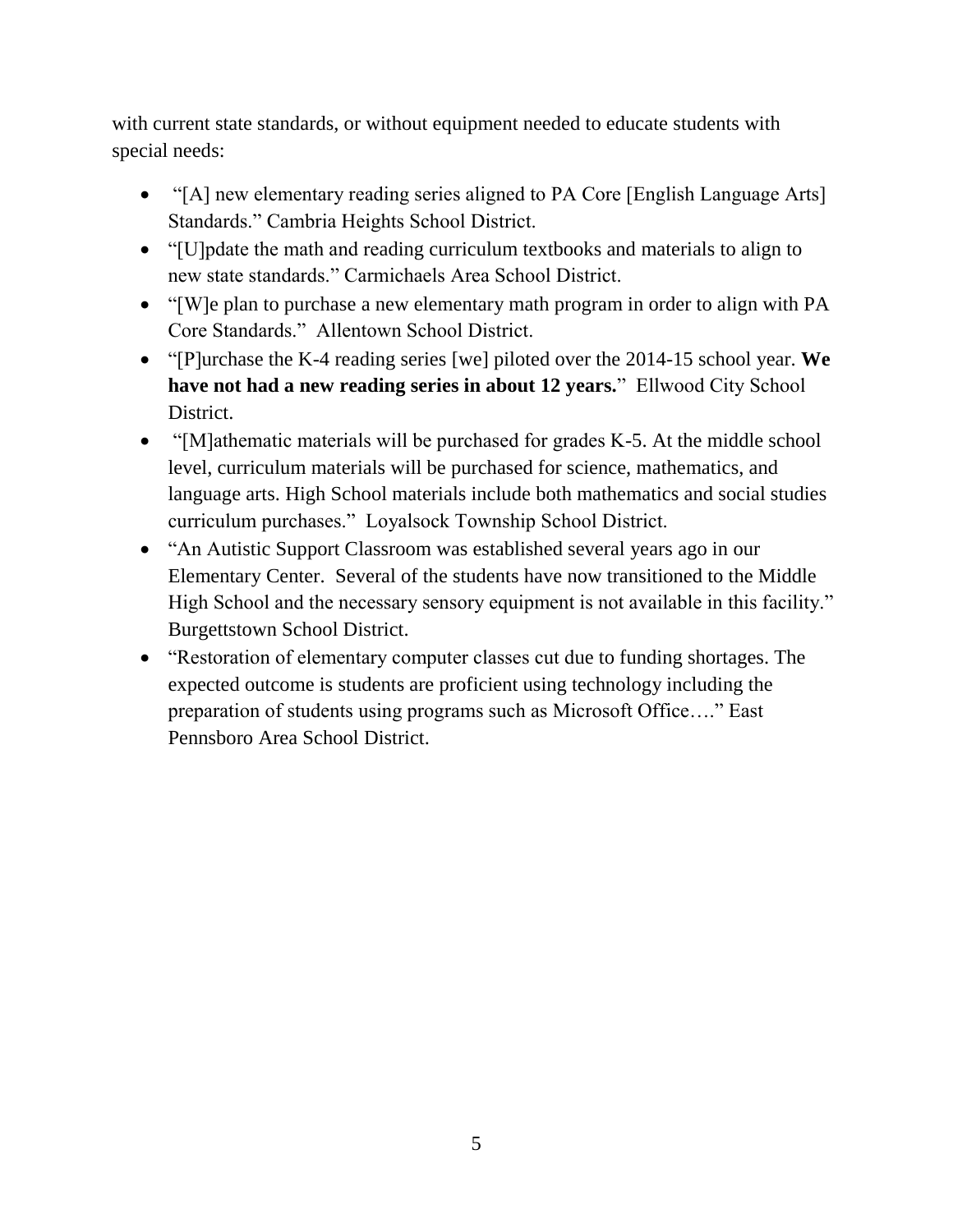with current state standards, or without equipment needed to educate students with special needs:

- "[A] new elementary reading series aligned to PA Core [English Language Arts] Standards." Cambria Heights School District.
- "[U]pdate the math and reading curriculum textbooks and materials to align to new state standards." Carmichaels Area School District.
- "[W]e plan to purchase a new elementary math program in order to align with PA Core Standards." Allentown School District.
- "[P]urchase the K-4 reading series [we] piloted over the 2014-15 school year. **We have not had a new reading series in about 12 years.**" Ellwood City School District.
- "[M]athematic materials will be purchased for grades K-5. At the middle school level, curriculum materials will be purchased for science, mathematics, and language arts. High School materials include both mathematics and social studies curriculum purchases." Loyalsock Township School District.
- "An Autistic Support Classroom was established several years ago in our Elementary Center. Several of the students have now transitioned to the Middle High School and the necessary sensory equipment is not available in this facility." Burgettstown School District.
- "Restoration of elementary computer classes cut due to funding shortages. The expected outcome is students are proficient using technology including the preparation of students using programs such as Microsoft Office…." East Pennsboro Area School District.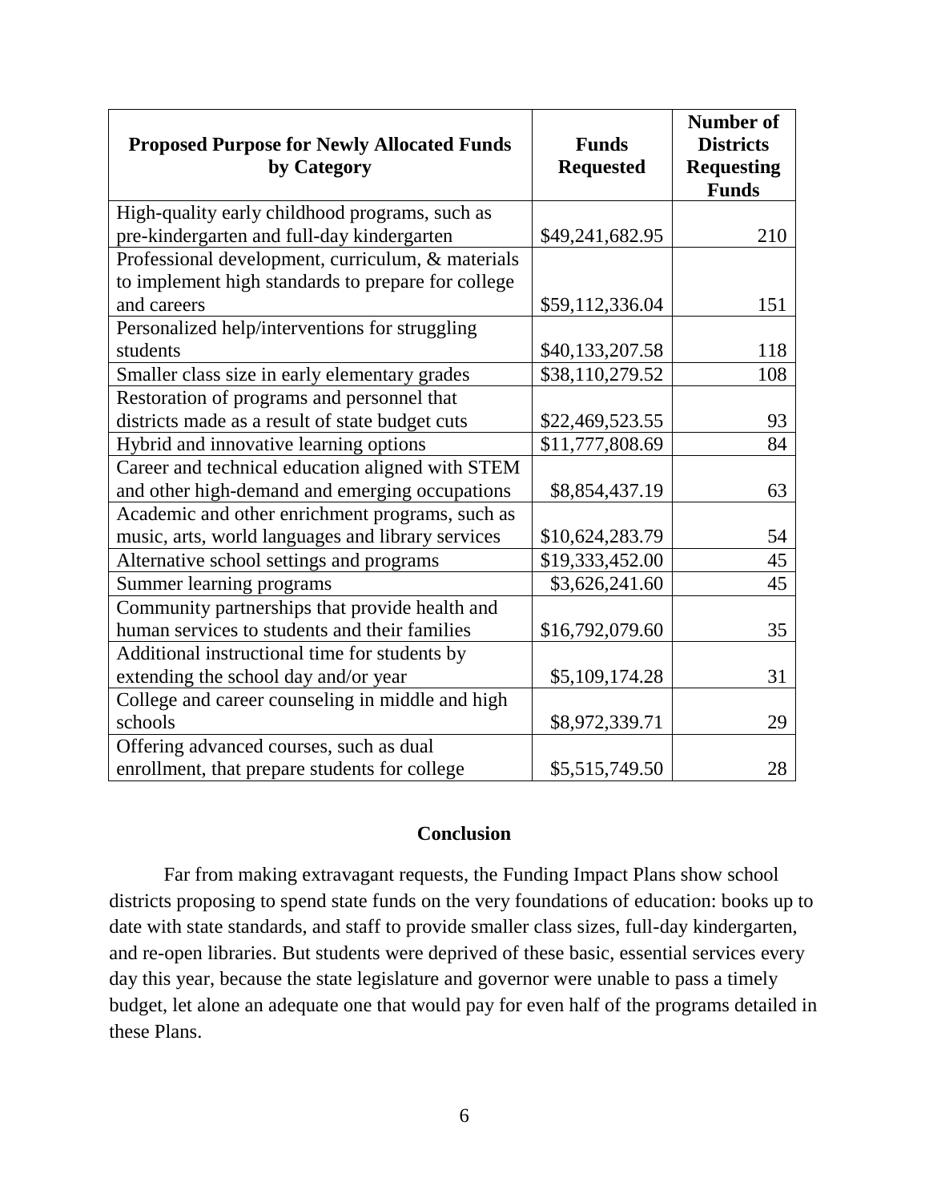| Proposed Purpose for Newly Allocated Funds by Category | Funds Requested | Number of Districts Requesting Funds |
|---|---|---|
| High-quality early childhood programs, such as pre-kindergarten and full-day kindergarten | $49,241,682.95 | 210 |
| Professional development, curriculum, & materials to implement high standards to prepare for college and careers | $59,112,336.04 | 151 |
| Personalized help/interventions for struggling students | $40,133,207.58 | 118 |
| Smaller class size in early elementary grades | $38,110,279.52 | 108 |
| Restoration of programs and personnel that districts made as a result of state budget cuts | $22,469,523.55 | 93 |
| Hybrid and innovative learning options | $11,777,808.69 | 84 |
| Career and technical education aligned with STEM and other high-demand and emerging occupations | $8,854,437.19 | 63 |
| Academic and other enrichment programs, such as music, arts, world languages and library services | $10,624,283.79 | 54 |
| Alternative school settings and programs | $19,333,452.00 | 45 |
| Summer learning programs | $3,626,241.60 | 45 |
| Community partnerships that provide health and human services to students and their families | $16,792,079.60 | 35 |
| Additional instructional time for students by extending the school day and/or year | $5,109,174.28 | 31 |
| College and career counseling in middle and high schools | $8,972,339.71 | 29 |
| Offering advanced courses, such as dual enrollment, that prepare students for college | $5,515,749.50 | 28 |

## Conclusion

Far from making extravagant requests, the Funding Impact Plans show school districts proposing to spend state funds on the very foundations of education: books up to date with state standards, and staff to provide smaller class sizes, full-day kindergarten, and re-open libraries. But students were deprived of these basic, essential services every day this year, because the state legislature and governor were unable to pass a timely budget, let alone an adequate one that would pay for even half of the programs detailed in these Plans.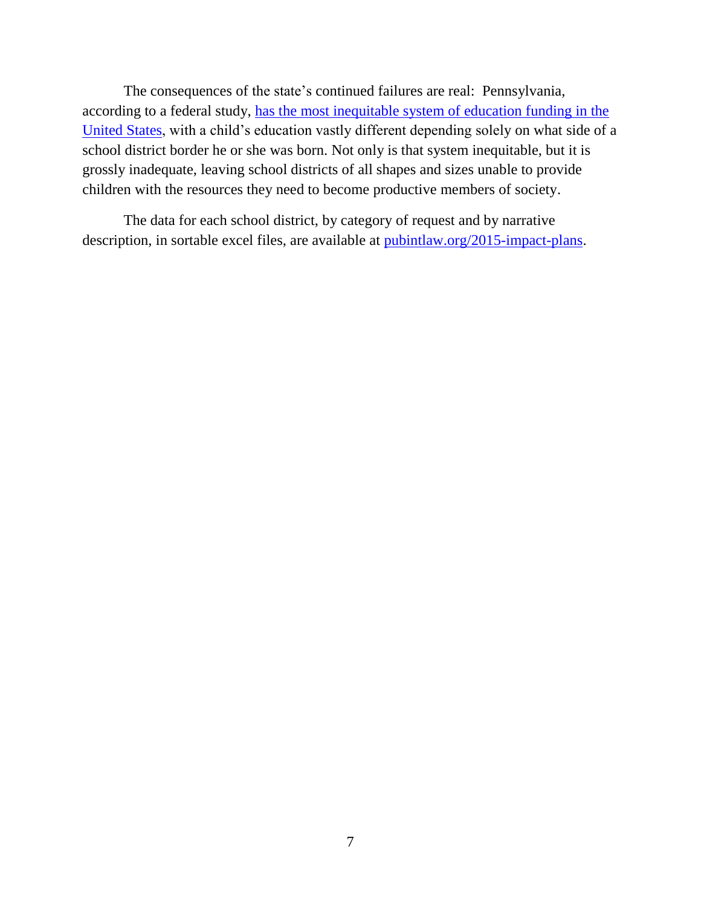The consequences of the state's continued failures are real: Pennsylvania, according to a federal study, has the most inequitable system of education funding in the United States, with a child's education vastly different depending solely on what side of a school district border he or she was born. Not only is that system inequitable, but it is grossly inadequate, leaving school districts of all shapes and sizes unable to provide children with the resources they need to become productive members of society.

The data for each school district, by category of request and by narrative description, in sortable excel files, are available at pubintlaw.org/2015-impact-plans.